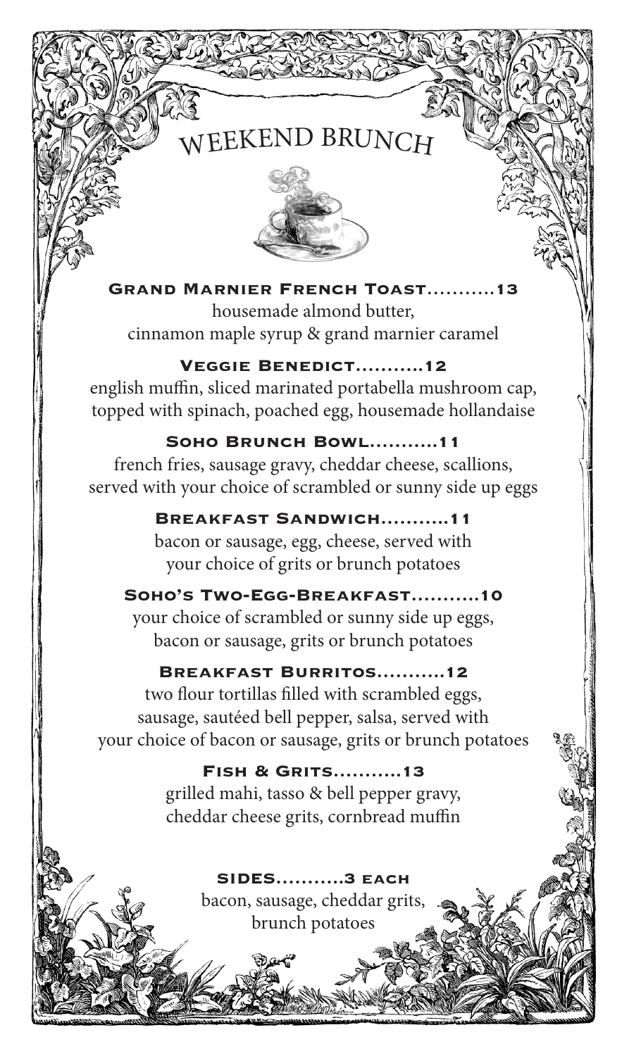# WEEKEND BRUNCH

### Grand Marnier French Toast...........13

housemade almond butter,
cinnamon maple syrup & grand marnier caramel

### Veggie Benedict...........12

english muffin, sliced marinated portabella mushroom cap,
topped with spinach, poached egg, housemade hollandaise

### Soho Brunch Bowl...........11

french fries, sausage gravy, cheddar cheese, scallions,
served with your choice of scrambled or sunny side up eggs

### Breakfast Sandwich...........11

bacon or sausage, egg, cheese, served with
your choice of grits or brunch potatoes

### Soho's Two-Egg-Breakfast...........10

your choice of scrambled or sunny side up eggs,
bacon or sausage, grits or brunch potatoes

### Breakfast Burritos...........12

two flour tortillas filled with scrambled eggs,
sausage, sautéed bell pepper, salsa, served with
your choice of bacon or sausage, grits or brunch potatoes

### Fish & Grits...........13

grilled mahi, tasso & bell pepper gravy,
cheddar cheese grits, cornbread muffin

### SIDES...........3 each

bacon, sausage, cheddar grits,
brunch potatoes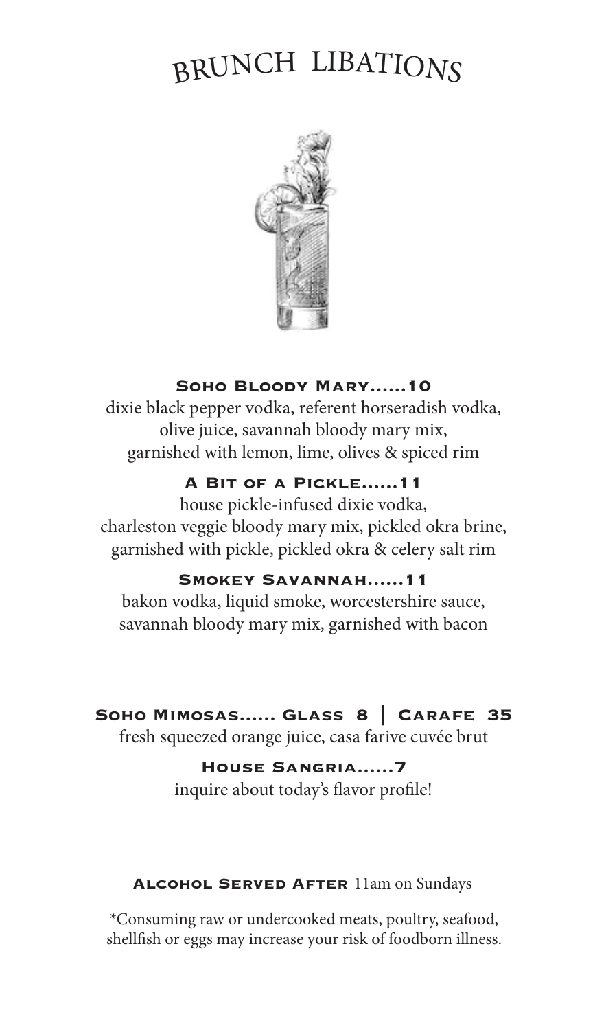# BRUNCH LIBATIONS

**Soho Bloody Mary......10**

dixie black pepper vodka, referent horseradish vodka, olive juice, savannah bloody mary mix, garnished with lemon, lime, olives & spiced rim

**A Bit of a Pickle......11**

house pickle-infused dixie vodka, charleston veggie bloody mary mix, pickled okra brine, garnished with pickle, pickled okra & celery salt rim

**Smokey Savannah......11**

bakon vodka, liquid smoke, worcestershire sauce, savannah bloody mary mix, garnished with bacon

**Soho Mimosas...... Glass 8 | Carafe 35**

fresh squeezed orange juice, casa farive cuvée brut

**House Sangria......7**

inquire about today's flavor profile!

**Alcohol Served After** 11am on Sundays

*Consuming raw or undercooked meats, poultry, seafood, shellfish or eggs may increase your risk of foodborn illness.